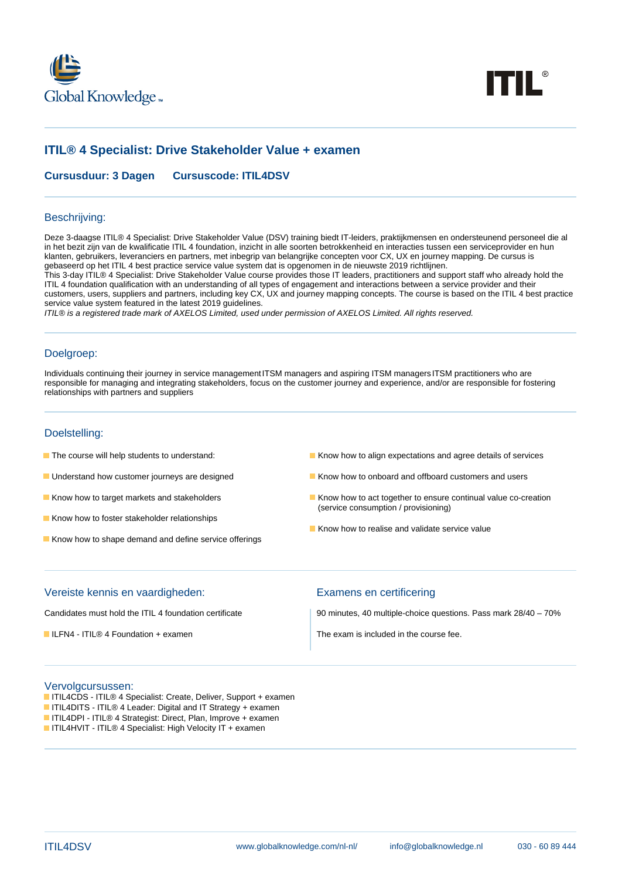# ITIL® 4 Specialist: Drive Stakeholder Value + examen

**Cursusduur: 3 Dagen** **Cursuscode: ITIL4DSV**

## Beschrijving:

Deze 3-daagse ITIL® 4 Specialist: Drive Stakeholder Value (DSV) training biedt IT-leiders, praktijkmensen en ondersteunend personeel die al in het bezit zijn van de kwalificatie ITIL 4 foundation, inzicht in alle soorten betrokkenheid en interacties tussen een serviceprovider en hun klanten, gebruikers, leveranciers en partners, met inbegrip van belangrijke concepten voor CX, UX en journey mapping. De cursus is gebaseerd op het ITIL 4 best practice service value system dat is opgenomen in de nieuwste 2019 richtlijnen.
This 3-day ITIL® 4 Specialist: Drive Stakeholder Value course provides those IT leaders, practitioners and support staff who already hold the ITIL 4 foundation qualification with an understanding of all types of engagement and interactions between a service provider and their customers, users, suppliers and partners, including key CX, UX and journey mapping concepts. The course is based on the ITIL 4 best practice service value system featured in the latest 2019 guidelines.
*ITIL® is a registered trade mark of AXELOS Limited, used under permission of AXELOS Limited. All rights reserved.*

## Doelgroep:

Individuals continuing their journey in service management ITSM managers and aspiring ITSM managers ITSM practitioners who are responsible for managing and integrating stakeholders, focus on the customer journey and experience, and/or are responsible for fostering relationships with partners and suppliers

## Doelstelling:

- The course will help students to understand:
- Understand how customer journeys are designed
- Know how to target markets and stakeholders
- Know how to foster stakeholder relationships
- Know how to shape demand and define service offerings
- Know how to align expectations and agree details of services
- Know how to onboard and offboard customers and users
- Know how to act together to ensure continual value co-creation (service consumption / provisioning)
- Know how to realise and validate service value

## Vereiste kennis en vaardigheden:

Candidates must hold the ITIL 4 foundation certificate

- ILFN4 - ITIL® 4 Foundation + examen

## Examens en certificering

90 minutes, 40 multiple-choice questions. Pass mark 28/40 – 70%

The exam is included in the course fee.

## Vervolgcursussen:

- ITIL4CDS - ITIL® 4 Specialist: Create, Deliver, Support + examen
- ITIL4DITS - ITIL® 4 Leader: Digital and IT Strategy + examen
- ITIL4DPI - ITIL® 4 Strategist: Direct, Plan, Improve + examen
- ITIL4HVIT - ITIL® 4 Specialist: High Velocity IT + examen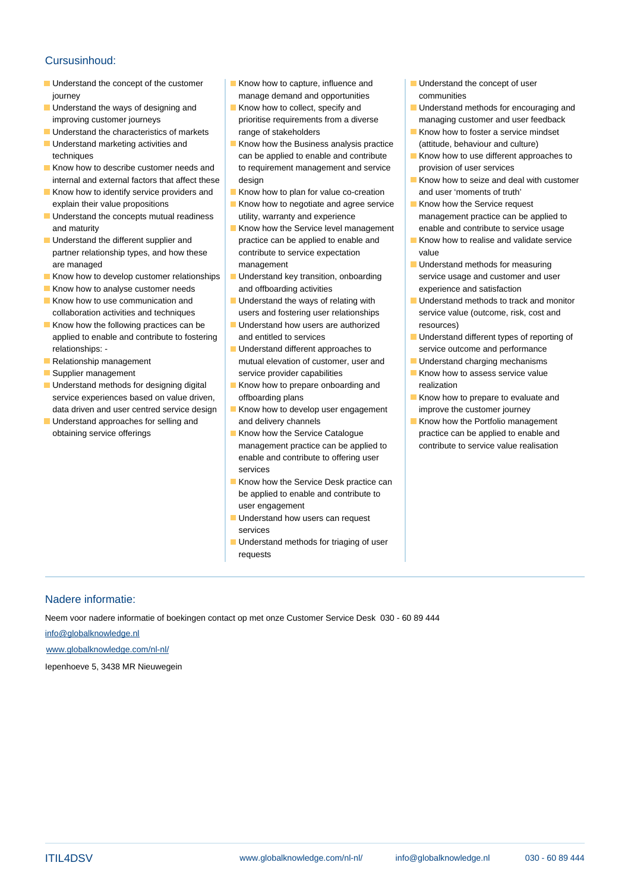## Cursusinhoud:

- Understand the concept of the customer journey
- Understand the ways of designing and improving customer journeys
- Understand the characteristics of markets
- Understand marketing activities and techniques
- Know how to describe customer needs and internal and external factors that affect these
- Know how to identify service providers and explain their value propositions
- Understand the concepts mutual readiness and maturity
- Understand the different supplier and partner relationship types, and how these are managed
- Know how to develop customer relationships
- Know how to analyse customer needs
- Know how to use communication and collaboration activities and techniques
- Know how the following practices can be applied to enable and contribute to fostering relationships: -
- Relationship management
- Supplier management
- Understand methods for designing digital service experiences based on value driven, data driven and user centred service design
- Understand approaches for selling and obtaining service offerings
- Know how to capture, influence and manage demand and opportunities
- Know how to collect, specify and prioritise requirements from a diverse range of stakeholders
- Know how the Business analysis practice can be applied to enable and contribute to requirement management and service design
- Know how to plan for value co-creation
- Know how to negotiate and agree service utility, warranty and experience
- Know how the Service level management practice can be applied to enable and contribute to service expectation management
- Understand key transition, onboarding and offboarding activities
- Understand the ways of relating with users and fostering user relationships
- Understand how users are authorized and entitled to services
- Understand different approaches to mutual elevation of customer, user and service provider capabilities
- Know how to prepare onboarding and offboarding plans
- Know how to develop user engagement and delivery channels
- Know how the Service Catalogue management practice can be applied to enable and contribute to offering user services
- Know how the Service Desk practice can be applied to enable and contribute to user engagement
- Understand how users can request services
- Understand methods for triaging of user requests
- Understand the concept of user communities
- Understand methods for encouraging and managing customer and user feedback
- Know how to foster a service mindset (attitude, behaviour and culture)
- Know how to use different approaches to provision of user services
- Know how to seize and deal with customer and user 'moments of truth'
- Know how the Service request management practice can be applied to enable and contribute to service usage
- Know how to realise and validate service value
- Understand methods for measuring service usage and customer and user experience and satisfaction
- Understand methods to track and monitor service value (outcome, risk, cost and resources)
- Understand different types of reporting of service outcome and performance
- Understand charging mechanisms
- Know how to assess service value realization
- Know how to prepare to evaluate and improve the customer journey
- Know how the Portfolio management practice can be applied to enable and contribute to service value realisation

## Nadere informatie:

Neem voor nadere informatie of boekingen contact op met onze Customer Service Desk 030 - 60 89 444

info@globalknowledge.nl

www.globalknowledge.com/nl-nl/

Iepenhoeve 5, 3438 MR Nieuwegein